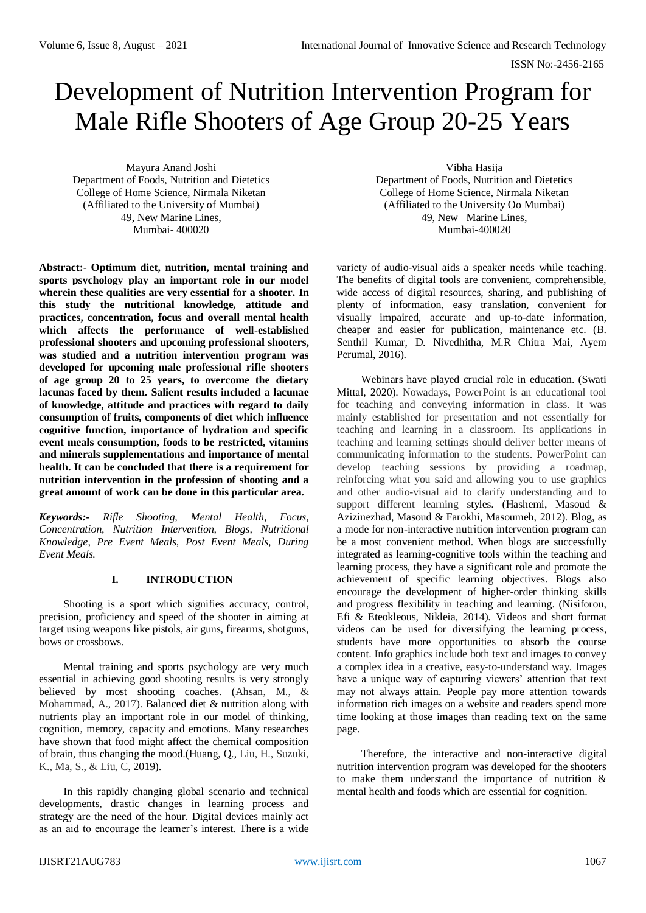# Development of Nutrition Intervention Program for Male Rifle Shooters of Age Group 20-25 Years

Mayura Anand Joshi
Department of Foods, Nutrition and Dietetics
College of Home Science, Nirmala Niketan
(Affiliated to the University of Mumbai)
49, New Marine Lines,
Mumbai- 400020

Vibha Hasija
Department of Foods, Nutrition and Dietetics
College of Home Science, Nirmala Niketan
(Affiliated to the University Oo Mumbai)
49, New Marine Lines,
Mumbai-400020

**Abstract:- Optimum diet, nutrition, mental training and sports psychology play an important role in our model wherein these qualities are very essential for a shooter. In this study the nutritional knowledge, attitude and practices, concentration, focus and overall mental health which affects the performance of well-established professional shooters and upcoming professional shooters, was studied and a nutrition intervention program was developed for upcoming male professional rifle shooters of age group 20 to 25 years, to overcome the dietary lacunas faced by them. Salient results included a lacunae of knowledge, attitude and practices with regard to daily consumption of fruits, components of diet which influence cognitive function, importance of hydration and specific event meals consumption, foods to be restricted, vitamins and minerals supplementations and importance of mental health. It can be concluded that there is a requirement for nutrition intervention in the profession of shooting and a great amount of work can be done in this particular area.**

***Keywords:-*** *Rifle Shooting, Mental Health, Focus, Concentration, Nutrition Intervention, Blogs, Nutritional Knowledge, Pre Event Meals, Post Event Meals, During Event Meals.*

## I. INTRODUCTION

Shooting is a sport which signifies accuracy, control, precision, proficiency and speed of the shooter in aiming at target using weapons like pistols, air guns, firearms, shotguns, bows or crossbows.

Mental training and sports psychology are very much essential in achieving good shooting results is very strongly believed by most shooting coaches. (Ahsan, M., & Mohammad, A., 2017). Balanced diet & nutrition along with nutrients play an important role in our model of thinking, cognition, memory, capacity and emotions. Many researches have shown that food might affect the chemical composition of brain, thus changing the mood.(Huang, Q., Liu, H., Suzuki, K., Ma, S., & Liu, C, 2019).

In this rapidly changing global scenario and technical developments, drastic changes in learning process and strategy are the need of the hour. Digital devices mainly act as an aid to encourage the learner's interest. There is a wide variety of audio-visual aids a speaker needs while teaching. The benefits of digital tools are convenient, comprehensible, wide access of digital resources, sharing, and publishing of plenty of information, easy translation, convenient for visually impaired, accurate and up-to-date information, cheaper and easier for publication, maintenance etc. (B. Senthil Kumar, D. Nivedhitha, M.R Chitra Mai, Ayem Perumal, 2016).

Webinars have played crucial role in education. (Swati Mittal, 2020). Nowadays, PowerPoint is an educational tool for teaching and conveying information in class. It was mainly established for presentation and not essentially for teaching and learning in a classroom. Its applications in teaching and learning settings should deliver better means of communicating information to the students. PowerPoint can develop teaching sessions by providing a roadmap, reinforcing what you said and allowing you to use graphics and other audio-visual aid to clarify understanding and to support different learning styles. (Hashemi, Masoud & Azizinezhad, Masoud & Farokhi, Masoumeh, 2012). Blog, as a mode for non-interactive nutrition intervention program can be a most convenient method. When blogs are successfully integrated as learning-cognitive tools within the teaching and learning process, they have a significant role and promote the achievement of specific learning objectives. Blogs also encourage the development of higher-order thinking skills and progress flexibility in teaching and learning. (Nisiforou, Efi & Eteokleous, Nikleia, 2014). Videos and short format videos can be used for diversifying the learning process, students have more opportunities to absorb the course content. Info graphics include both text and images to convey a complex idea in a creative, easy-to-understand way. Images have a unique way of capturing viewers' attention that text may not always attain. People pay more attention towards information rich images on a website and readers spend more time looking at those images than reading text on the same page.

Therefore, the interactive and non-interactive digital nutrition intervention program was developed for the shooters to make them understand the importance of nutrition & mental health and foods which are essential for cognition.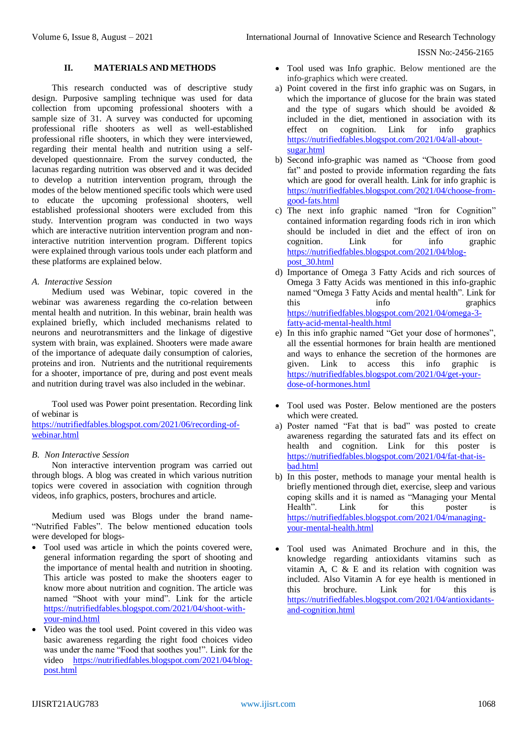## II. MATERIALS AND METHODS

This research conducted was of descriptive study design. Purposive sampling technique was used for data collection from upcoming professional shooters with a sample size of 31. A survey was conducted for upcoming professional rifle shooters as well as well-established professional rifle shooters, in which they were interviewed, regarding their mental health and nutrition using a self-developed questionnaire. From the survey conducted, the lacunas regarding nutrition was observed and it was decided to develop a nutrition intervention program, through the modes of the below mentioned specific tools which were used to educate the upcoming professional shooters, well established professional shooters were excluded from this study. Intervention program was conducted in two ways which are interactive nutrition intervention program and non-interactive nutrition intervention program. Different topics were explained through various tools under each platform and these platforms are explained below.

### *A. Interactive Session*

Medium used was Webinar, topic covered in the webinar was awareness regarding the co-relation between mental health and nutrition. In this webinar, brain health was explained briefly, which included mechanisms related to neurons and neurotransmitters and the linkage of digestive system with brain, was explained. Shooters were made aware of the importance of adequate daily consumption of calories, proteins and iron. Nutrients and the nutritional requirements for a shooter, importance of pre, during and post event meals and nutrition during travel was also included in the webinar.

Tool used was Power point presentation. Recording link of webinar is https://nutrifiedfables.blogspot.com/2021/06/recording-of-webinar.html

### *B. Non Interactive Session*

Non interactive intervention program was carried out through blogs. A blog was created in which various nutrition topics were covered in association with cognition through videos, info graphics, posters, brochures and article.

Medium used was Blogs under the brand name- "Nutrified Fables". The below mentioned education tools were developed for blogs-

- Tool used was article in which the points covered were, general information regarding the sport of shooting and the importance of mental health and nutrition in shooting. This article was posted to make the shooters eager to know more about nutrition and cognition. The article was named "Shoot with your mind". Link for the article https://nutrifiedfables.blogspot.com/2021/04/shoot-with-your-mind.html
- Video was the tool used. Point covered in this video was basic awareness regarding the right food choices video was under the name "Food that soothes you!". Link for the video https://nutrifiedfables.blogspot.com/2021/04/blog-post.html
- Tool used was Info graphic. Below mentioned are the info-graphics which were created.

a) Point covered in the first info graphic was on Sugars, in which the importance of glucose for the brain was stated and the type of sugars which should be avoided & included in the diet, mentioned in association with its effect on cognition. Link for info graphics https://nutrifiedfables.blogspot.com/2021/04/all-about-sugar.html

b) Second info-graphic was named as "Choose from good fat" and posted to provide information regarding the fats which are good for overall health. Link for info graphic is https://nutrifiedfables.blogspot.com/2021/04/choose-from-good-fats.html

c) The next info graphic named "Iron for Cognition" contained information regarding foods rich in iron which should be included in diet and the effect of iron on cognition. Link for info graphic https://nutrifiedfables.blogspot.com/2021/04/blog-post_30.html

d) Importance of Omega 3 Fatty Acids and rich sources of Omega 3 Fatty Acids was mentioned in this info-graphic named "Omega 3 Fatty Acids and mental health". Link for this info graphics https://nutrifiedfables.blogspot.com/2021/04/omega-3-fatty-acid-mental-health.html

e) In this info graphic named "Get your dose of hormones", all the essential hormones for brain health are mentioned and ways to enhance the secretion of the hormones are given. Link to access this info graphic is https://nutrifiedfables.blogspot.com/2021/04/get-your-dose-of-hormones.html

- Tool used was Poster. Below mentioned are the posters which were created.

a) Poster named "Fat that is bad" was posted to create awareness regarding the saturated fats and its effect on health and cognition. Link for this poster is https://nutrifiedfables.blogspot.com/2021/04/fat-that-is-bad.html

b) In this poster, methods to manage your mental health is briefly mentioned through diet, exercise, sleep and various coping skills and it is named as "Managing your Mental Health". Link for this poster is https://nutrifiedfables.blogspot.com/2021/04/managing-your-mental-health.html

- Tool used was Animated Brochure and in this, the knowledge regarding antioxidants vitamins such as vitamin A, C & E and its relation with cognition was included. Also Vitamin A for eye health is mentioned in this brochure. Link for this is https://nutrifiedfables.blogspot.com/2021/04/antioxidants-and-cognition.html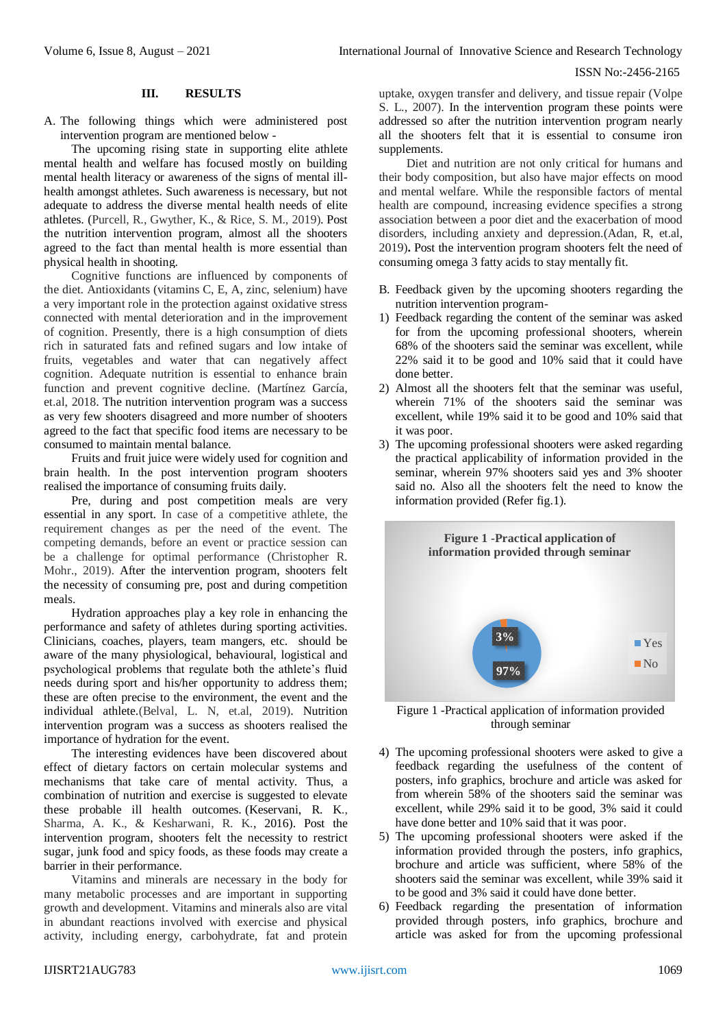## III. RESULTS

A. The following things which were administered post intervention program are mentioned below -

The upcoming rising state in supporting elite athlete mental health and welfare has focused mostly on building mental health literacy or awareness of the signs of mental ill-health amongst athletes. Such awareness is necessary, but not adequate to address the diverse mental health needs of elite athletes. (Purcell, R., Gwyther, K., & Rice, S. M., 2019). Post the nutrition intervention program, almost all the shooters agreed to the fact than mental health is more essential than physical health in shooting.

Cognitive functions are influenced by components of the diet. Antioxidants (vitamins C, E, A, zinc, selenium) have a very important role in the protection against oxidative stress connected with mental deterioration and in the improvement of cognition. Presently, there is a high consumption of diets rich in saturated fats and refined sugars and low intake of fruits, vegetables and water that can negatively affect cognition. Adequate nutrition is essential to enhance brain function and prevent cognitive decline. (Martínez García, et.al, 2018. The nutrition intervention program was a success as very few shooters disagreed and more number of shooters agreed to the fact that specific food items are necessary to be consumed to maintain mental balance.

Fruits and fruit juice were widely used for cognition and brain health. In the post intervention program shooters realised the importance of consuming fruits daily.

Pre, during and post competition meals are very essential in any sport. In case of a competitive athlete, the requirement changes as per the need of the event. The competing demands, before an event or practice session can be a challenge for optimal performance (Christopher R. Mohr., 2019). After the intervention program, shooters felt the necessity of consuming pre, post and during competition meals.

Hydration approaches play a key role in enhancing the performance and safety of athletes during sporting activities. Clinicians, coaches, players, team mangers, etc. should be aware of the many physiological, behavioural, logistical and psychological problems that regulate both the athlete's fluid needs during sport and his/her opportunity to address them; these are often precise to the environment, the event and the individual athlete.(Belval, L. N, et.al, 2019). Nutrition intervention program was a success as shooters realised the importance of hydration for the event.

The interesting evidences have been discovered about effect of dietary factors on certain molecular systems and mechanisms that take care of mental activity. Thus, a combination of nutrition and exercise is suggested to elevate these probable ill health outcomes. (Keservani, R. K., Sharma, A. K., & Kesharwani, R. K., 2016). Post the intervention program, shooters felt the necessity to restrict sugar, junk food and spicy foods, as these foods may create a barrier in their performance.

Vitamins and minerals are necessary in the body for many metabolic processes and are important in supporting growth and development. Vitamins and minerals also are vital in abundant reactions involved with exercise and physical activity, including energy, carbohydrate, fat and protein uptake, oxygen transfer and delivery, and tissue repair (Volpe S. L., 2007). In the intervention program these points were addressed so after the nutrition intervention program nearly all the shooters felt that it is essential to consume iron supplements.

Diet and nutrition are not only critical for humans and their body composition, but also have major effects on mood and mental welfare. While the responsible factors of mental health are compound, increasing evidence specifies a strong association between a poor diet and the exacerbation of mood disorders, including anxiety and depression.(Adan, R, et.al, 2019). Post the intervention program shooters felt the need of consuming omega 3 fatty acids to stay mentally fit.

B. Feedback given by the upcoming shooters regarding the nutrition intervention program-

1) Feedback regarding the content of the seminar was asked for from the upcoming professional shooters, wherein 68% of the shooters said the seminar was excellent, while 22% said it to be good and 10% said that it could have done better.
2) Almost all the shooters felt that the seminar was useful, wherein 71% of the shooters said the seminar was excellent, while 19% said it to be good and 10% said that it was poor.
3) The upcoming professional shooters were asked regarding the practical applicability of information provided in the seminar, wherein 97% shooters said yes and 3% shooter said no. Also all the shooters felt the need to know the information provided (Refer fig.1).

**Figure 1 -Practical application of information provided through seminar**

| | |
|---|---|
| Yes | 97% |
| No | 3% |

Figure 1 -Practical application of information provided through seminar

4) The upcoming professional shooters were asked to give a feedback regarding the usefulness of the content of posters, info graphics, brochure and article was asked for from wherein 58% of the shooters said the seminar was excellent, while 29% said it to be good, 3% said it could have done better and 10% said that it was poor.
5) The upcoming professional shooters were asked if the information provided through the posters, info graphics, brochure and article was sufficient, where 58% of the shooters said the seminar was excellent, while 39% said it to be good and 3% said it could have done better.
6) Feedback regarding the presentation of information provided through posters, info graphics, brochure and article was asked for from the upcoming professional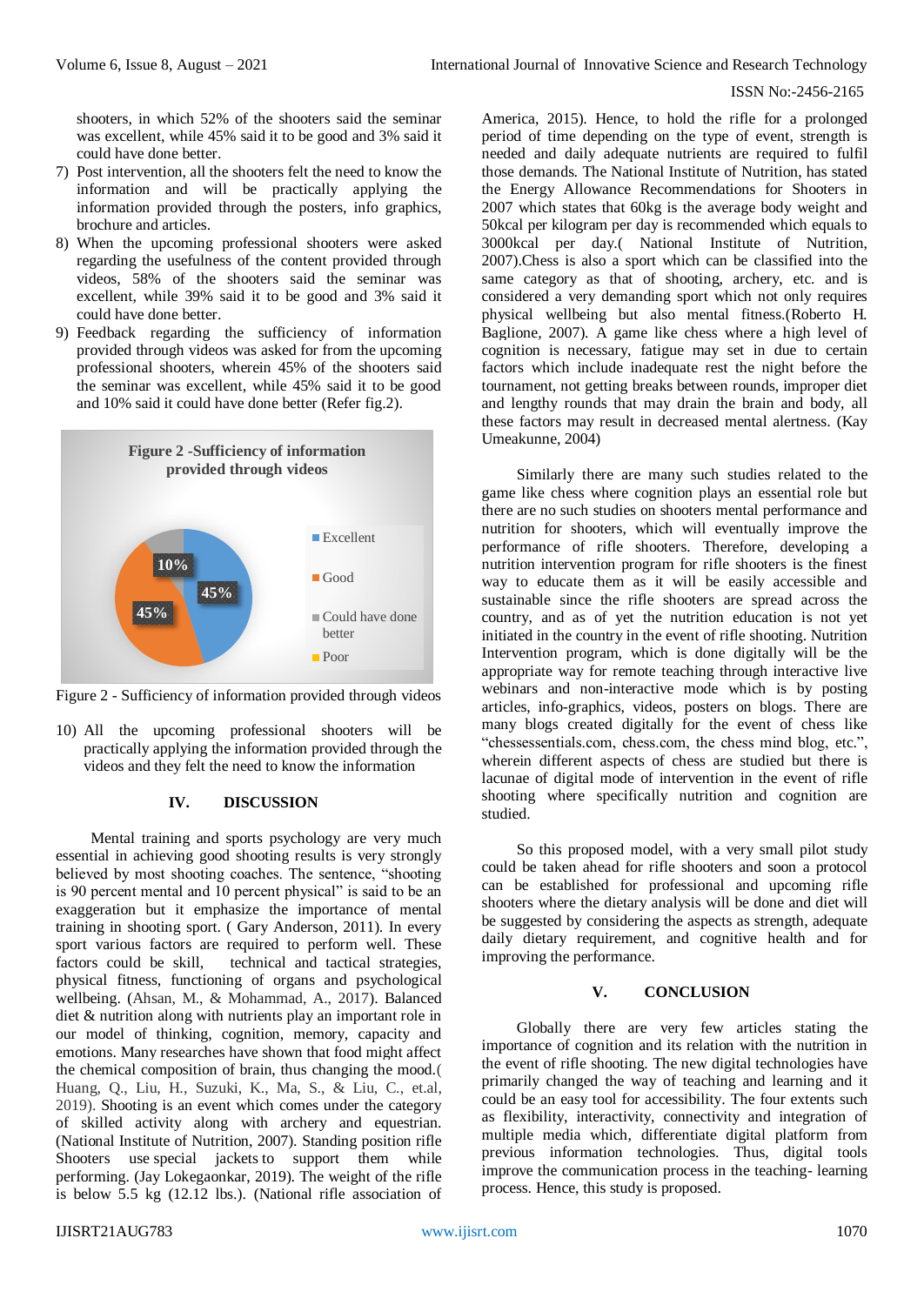shooters, in which 52% of the shooters said the seminar was excellent, while 45% said it to be good and 3% said it could have done better.

7) Post intervention, all the shooters felt the need to know the information and will be practically applying the information provided through the posters, info graphics, brochure and articles.
8) When the upcoming professional shooters were asked regarding the usefulness of the content provided through videos, 58% of the shooters said the seminar was excellent, while 39% said it to be good and 3% said it could have done better.
9) Feedback regarding the sufficiency of information provided through videos was asked for from the upcoming professional shooters, wherein 45% of the shooters said the seminar was excellent, while 45% said it to be good and 10% said it could have done better (Refer fig.2).

**Figure 2 -Sufficiency of information provided through videos**

| Category | Percentage |
|---|---|
| Excellent | 45% |
| Good | 45% |
| Could have done better | 10% |
| Poor | |

Figure 2 - Sufficiency of information provided through videos

10) All the upcoming professional shooters will be practically applying the information provided through the videos and they felt the need to know the information

## IV. DISCUSSION

Mental training and sports psychology are very much essential in achieving good shooting results is very strongly believed by most shooting coaches. The sentence, "shooting is 90 percent mental and 10 percent physical" is said to be an exaggeration but it emphasize the importance of mental training in shooting sport. ( Gary Anderson, 2011). In every sport various factors are required to perform well. These factors could be skill, technical and tactical strategies, physical fitness, functioning of organs and psychological wellbeing. (Ahsan, M., & Mohammad, A., 2017). Balanced diet & nutrition along with nutrients play an important role in our model of thinking, cognition, memory, capacity and emotions. Many researches have shown that food might affect the chemical composition of brain, thus changing the mood.( Huang, Q., Liu, H., Suzuki, K., Ma, S., & Liu, C., et.al, 2019). Shooting is an event which comes under the category of skilled activity along with archery and equestrian. (National Institute of Nutrition, 2007). Standing position rifle Shooters use special jackets to support them while performing. (Jay Lokegaonkar, 2019). The weight of the rifle is below 5.5 kg (12.12 lbs.). (National rifle association of America, 2015). Hence, to hold the rifle for a prolonged period of time depending on the type of event, strength is needed and daily adequate nutrients are required to fulfil those demands. The National Institute of Nutrition, has stated the Energy Allowance Recommendations for Shooters in 2007 which states that 60kg is the average body weight and 50kcal per kilogram per day is recommended which equals to 3000kcal per day.( National Institute of Nutrition, 2007).Chess is also a sport which can be classified into the same category as that of shooting, archery, etc. and is considered a very demanding sport which not only requires physical wellbeing but also mental fitness.(Roberto H. Baglione, 2007). A game like chess where a high level of cognition is necessary, fatigue may set in due to certain factors which include inadequate rest the night before the tournament, not getting breaks between rounds, improper diet and lengthy rounds that may drain the brain and body, all these factors may result in decreased mental alertness. (Kay Umeakunne, 2004)

Similarly there are many such studies related to the game like chess where cognition plays an essential role but there are no such studies on shooters mental performance and nutrition for shooters, which will eventually improve the performance of rifle shooters. Therefore, developing a nutrition intervention program for rifle shooters is the finest way to educate them as it will be easily accessible and sustainable since the rifle shooters are spread across the country, and as of yet the nutrition education is not yet initiated in the country in the event of rifle shooting. Nutrition Intervention program, which is done digitally will be the appropriate way for remote teaching through interactive live webinars and non-interactive mode which is by posting articles, info-graphics, videos, posters on blogs. There are many blogs created digitally for the event of chess like "chessessentials.com, chess.com, the chess mind blog, etc.", wherein different aspects of chess are studied but there is lacunae of digital mode of intervention in the event of rifle shooting where specifically nutrition and cognition are studied.

So this proposed model, with a very small pilot study could be taken ahead for rifle shooters and soon a protocol can be established for professional and upcoming rifle shooters where the dietary analysis will be done and diet will be suggested by considering the aspects as strength, adequate daily dietary requirement, and cognitive health and for improving the performance.

## V. CONCLUSION

Globally there are very few articles stating the importance of cognition and its relation with the nutrition in the event of rifle shooting. The new digital technologies have primarily changed the way of teaching and learning and it could be an easy tool for accessibility. The four extents such as flexibility, interactivity, connectivity and integration of multiple media which, differentiate digital platform from previous information technologies. Thus, digital tools improve the communication process in the teaching- learning process. Hence, this study is proposed.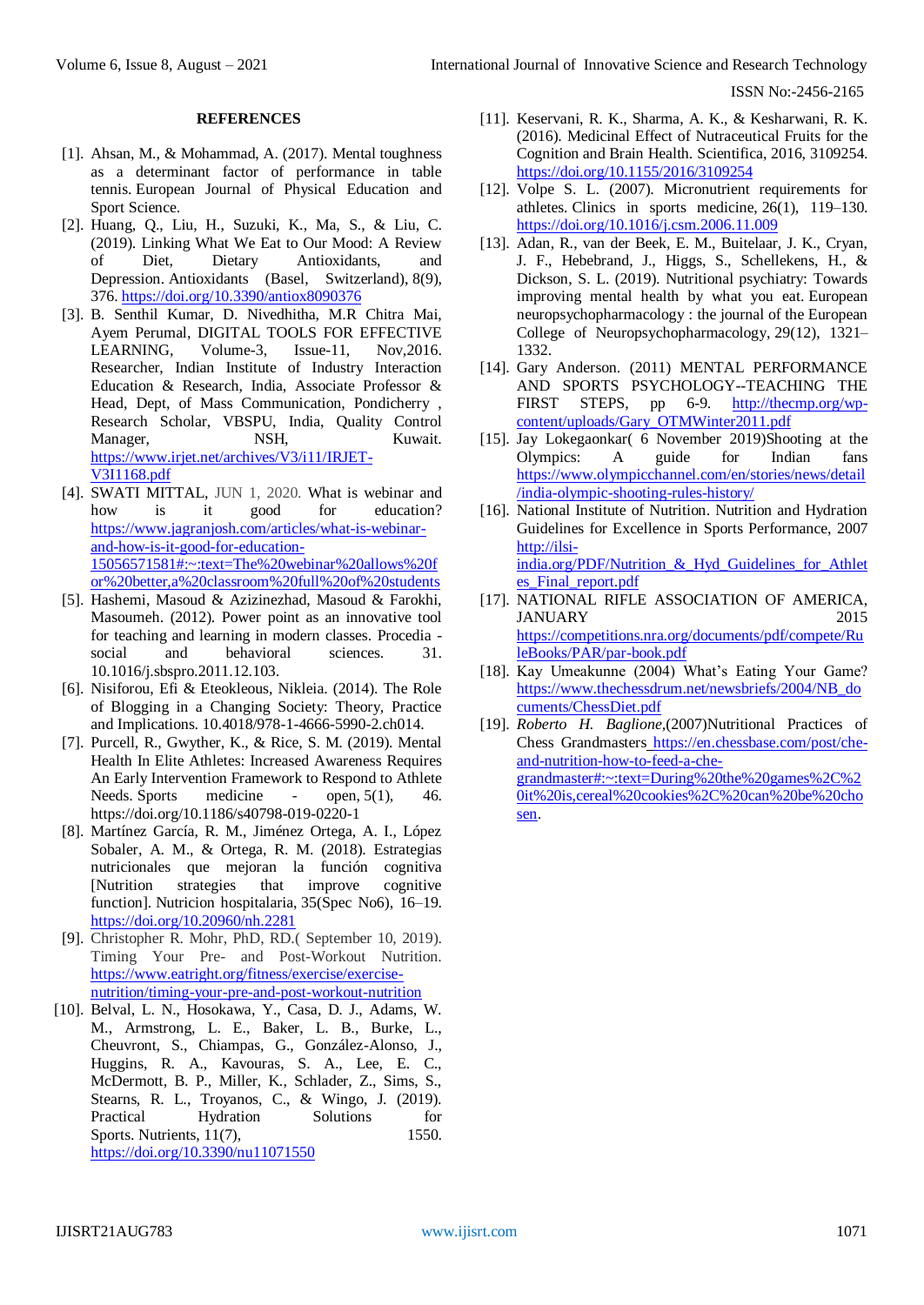## REFERENCES

[1]. Ahsan, M., & Mohammad, A. (2017). Mental toughness as a determinant factor of performance in table tennis. European Journal of Physical Education and Sport Science.

[2]. Huang, Q., Liu, H., Suzuki, K., Ma, S., & Liu, C. (2019). Linking What We Eat to Our Mood: A Review of Diet, Dietary Antioxidants, and Depression. Antioxidants (Basel, Switzerland), 8(9), 376. https://doi.org/10.3390/antiox8090376

[3]. B. Senthil Kumar, D. Nivedhitha, M.R Chitra Mai, Ayem Perumal, DIGITAL TOOLS FOR EFFECTIVE LEARNING, Volume-3, Issue-11, Nov,2016. Researcher, Indian Institute of Industry Interaction Education & Research, India, Associate Professor & Head, Dept, of Mass Communication, Pondicherry , Research Scholar, VBSPU, India, Quality Control Manager, NSH, Kuwait. https://www.irjet.net/archives/V3/i11/IRJET-V3I1168.pdf

[4]. SWATI MITTAL, JUN 1, 2020. What is webinar and how is it good for education? https://www.jagranjosh.com/articles/what-is-webinar-and-how-is-it-good-for-education-15056571581#:~:text=The%20webinar%20allows%20for%20better,a%20classroom%20full%20of%20students

[5]. Hashemi, Masoud & Azizinezhad, Masoud & Farokhi, Masoumeh. (2012). Power point as an innovative tool for teaching and learning in modern classes. Procedia - social and behavioral sciences. 31. 10.1016/j.sbspro.2011.12.103.

[6]. Nisiforou, Efi & Eteokleous, Nikleia. (2014). The Role of Blogging in a Changing Society: Theory, Practice and Implications. 10.4018/978-1-4666-5990-2.ch014.

[7]. Purcell, R., Gwyther, K., & Rice, S. M. (2019). Mental Health In Elite Athletes: Increased Awareness Requires An Early Intervention Framework to Respond to Athlete Needs. Sports medicine - open, 5(1), 46. https://doi.org/10.1186/s40798-019-0220-1

[8]. Martínez García, R. M., Jiménez Ortega, A. I., López Sobaler, A. M., & Ortega, R. M. (2018). Estrategias nutricionales que mejoran la función cognitiva [Nutrition strategies that improve cognitive function]. Nutricion hospitalaria, 35(Spec No6), 16–19. https://doi.org/10.20960/nh.2281

[9]. Christopher R. Mohr, PhD, RD.( September 10, 2019). Timing Your Pre- and Post-Workout Nutrition. https://www.eatright.org/fitness/exercise/exercise-nutrition/timing-your-pre-and-post-workout-nutrition

[10]. Belval, L. N., Hosokawa, Y., Casa, D. J., Adams, W. M., Armstrong, L. E., Baker, L. B., Burke, L., Cheuvront, S., Chiampas, G., González-Alonso, J., Huggins, R. A., Kavouras, S. A., Lee, E. C., McDermott, B. P., Miller, K., Schlader, Z., Sims, S., Stearns, R. L., Troyanos, C., & Wingo, J. (2019). Practical Hydration Solutions for Sports. Nutrients, 11(7), 1550. https://doi.org/10.3390/nu11071550

[11]. Keservani, R. K., Sharma, A. K., & Kesharwani, R. K. (2016). Medicinal Effect of Nutraceutical Fruits for the Cognition and Brain Health. Scientifica, 2016, 3109254. https://doi.org/10.1155/2016/3109254

[12]. Volpe S. L. (2007). Micronutrient requirements for athletes. Clinics in sports medicine, 26(1), 119–130. https://doi.org/10.1016/j.csm.2006.11.009

[13]. Adan, R., van der Beek, E. M., Buitelaar, J. K., Cryan, J. F., Hebebrand, J., Higgs, S., Schellekens, H., & Dickson, S. L. (2019). Nutritional psychiatry: Towards improving mental health by what you eat. European neuropsychopharmacology : the journal of the European College of Neuropsychopharmacology, 29(12), 1321–1332.

[14]. Gary Anderson. (2011) MENTAL PERFORMANCE AND SPORTS PSYCHOLOGY--TEACHING THE FIRST STEPS, pp 6-9. http://thecmp.org/wp-content/uploads/Gary_OTMWinter2011.pdf

[15]. Jay Lokegaonkar( 6 November 2019)Shooting at the Olympics: A guide for Indian fans https://www.olympicchannel.com/en/stories/news/detail/india-olympic-shooting-rules-history/

[16]. National Institute of Nutrition. Nutrition and Hydration Guidelines for Excellence in Sports Performance, 2007 http://ilsi-india.org/PDF/Nutrition_&_Hyd_Guidelines_for_Athletes_Final_report.pdf

[17]. NATIONAL RIFLE ASSOCIATION OF AMERICA, JANUARY 2015 https://competitions.nra.org/documents/pdf/compete/RuleBooks/PAR/par-book.pdf

[18]. Kay Umeakunne (2004) What's Eating Your Game? https://www.thechessdrum.net/newsbriefs/2004/NB_documents/ChessDiet.pdf

[19]. *Roberto H. Baglione*,(2007)Nutritional Practices of Chess Grandmasters https://en.chessbase.com/post/che-and-nutrition-how-to-feed-a-che-grandmaster#:~:text=During%20the%20games%2C%20it%20is,cereal%20cookies%2C%20can%20be%20chosen.